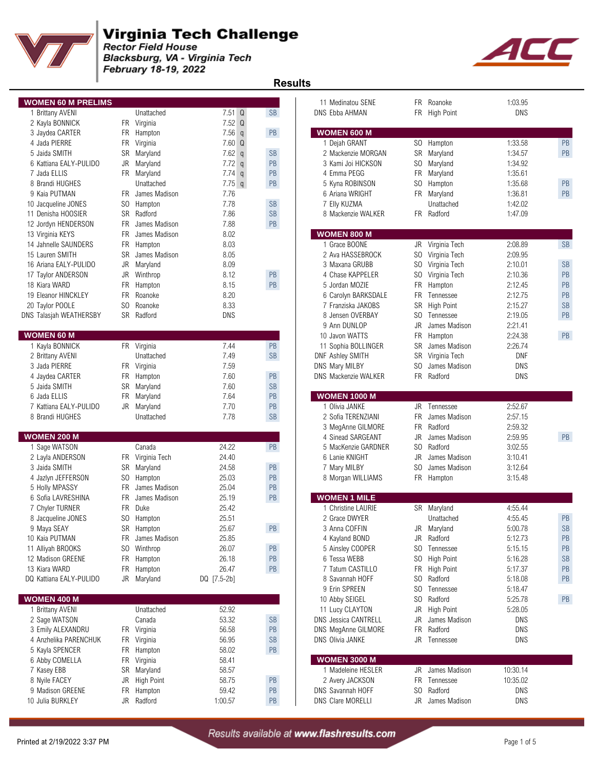# Virginia Tech Challenge

*Rector Field House*
*Blacksburg, VA - Virginia Tech*
*February 18-19, 2022*

## Results

### WOMEN 60 M PRELIMS

| Place | Name | Yr | Team | Mark | Q | Note |
|---|---|---|---|---|---|---|
| 1 | Brittany AVENI | | Unattached | 7.51 | Q | SB |
| 2 | Kayla BONNICK | FR | Virginia | 7.52 | Q | |
| 3 | Jaydea CARTER | FR | Hampton | 7.56 | q | PB |
| 4 | Jada PIERRE | FR | Virginia | 7.60 | Q | |
| 5 | Jaida SMITH | SR | Maryland | 7.62 | q | SB |
| 6 | Kattiana EALY-PULIDO | JR | Maryland | 7.72 | q | PB |
| 7 | Jada ELLIS | FR | Maryland | 7.74 | q | PB |
| 8 | Brandi HUGHES | | Unattached | 7.75 | q | PB |
| 9 | Kaia PUTMAN | FR | James Madison | 7.76 | | |
| 10 | Jacqueline JONES | SO | Hampton | 7.78 | | SB |
| 11 | Denisha HOOSIER | SR | Radford | 7.86 | | SB |
| 12 | Jordyn HENDERSON | FR | James Madison | 7.88 | | PB |
| 13 | Virginia KEYS | FR | James Madison | 8.02 | | |
| 14 | Jahnelle SAUNDERS | FR | Hampton | 8.03 | | |
| 15 | Lauren SMITH | SR | James Madison | 8.05 | | |
| 16 | Ariana EALY-PULIDO | JR | Maryland | 8.09 | | |
| 17 | Taylor ANDERSON | JR | Winthrop | 8.12 | | PB |
| 18 | Kiara WARD | FR | Hampton | 8.15 | | PB |
| 19 | Eleanor HINCKLEY | FR | Roanoke | 8.20 | | |
| 20 | Taylor POOLE | SO | Roanoke | 8.33 | | |
| DNS | Talasjah WEATHERSBY | SR | Radford | DNS | | |

### WOMEN 60 M

| Place | Name | Yr | Team | Mark | Note |
|---|---|---|---|---|---|
| 1 | Kayla BONNICK | FR | Virginia | 7.44 | PB |
| 2 | Brittany AVENI | | Unattached | 7.49 | SB |
| 3 | Jada PIERRE | FR | Virginia | 7.59 | |
| 4 | Jaydea CARTER | FR | Hampton | 7.60 | PB |
| 5 | Jaida SMITH | SR | Maryland | 7.60 | SB |
| 6 | Jada ELLIS | FR | Maryland | 7.64 | PB |
| 7 | Kattiana EALY-PULIDO | JR | Maryland | 7.70 | PB |
| 8 | Brandi HUGHES | | Unattached | 7.78 | SB |

### WOMEN 200 M

| Place | Name | Yr | Team | Mark | Note |
|---|---|---|---|---|---|
| 1 | Sage WATSON | | Canada | 24.22 | PB |
| 2 | Layla ANDERSON | FR | Virginia Tech | 24.40 | |
| 3 | Jaida SMITH | SR | Maryland | 24.58 | PB |
| 4 | Jazlyn JEFFERSON | SO | Hampton | 25.03 | PB |
| 5 | Holly MPASSY | FR | James Madison | 25.04 | PB |
| 6 | Sofia LAVRESHINA | FR | James Madison | 25.19 | PB |
| 7 | Chyler TURNER | FR | Duke | 25.42 | |
| 8 | Jacqueline JONES | SO | Hampton | 25.51 | |
| 9 | Maya SEAY | SR | Hampton | 25.67 | PB |
| 10 | Kaia PUTMAN | FR | James Madison | 25.85 | |
| 11 | Alliyah BROOKS | SO | Winthrop | 26.07 | PB |
| 12 | Madison GREENE | FR | Hampton | 26.18 | PB |
| 13 | Kiara WARD | FR | Hampton | 26.47 | PB |
| DQ | Kattiana EALY-PULIDO | JR | Maryland | DQ [7.5-2b] | |

### WOMEN 400 M

| Place | Name | Yr | Team | Mark | Note |
|---|---|---|---|---|---|
| 1 | Brittany AVENI | | Unattached | 52.92 | |
| 2 | Sage WATSON | | Canada | 53.32 | SB |
| 3 | Emily ALEXANDRU | FR | Virginia | 56.58 | PB |
| 4 | Anzhelika PARENCHUK | FR | Virginia | 56.95 | SB |
| 5 | Kayla SPENCER | FR | Hampton | 58.02 | PB |
| 6 | Abby COMELLA | FR | Virginia | 58.41 | |
| 7 | Kasey EBB | SR | Maryland | 58.57 | |
| 8 | Nyile FACEY | JR | High Point | 58.75 | PB |
| 9 | Madison GREENE | FR | Hampton | 59.42 | PB |
| 10 | Julia BURKLEY | JR | Radford | 1:00.57 | PB |
| 11 | Medinatou SENE | FR | Roanoke | 1:03.95 | |
| DNS | Ebba AHMAN | FR | High Point | DNS | |

### WOMEN 600 M

| Place | Name | Yr | Team | Mark | Note |
|---|---|---|---|---|---|
| 1 | Dejah GRANT | SO | Hampton | 1:33.58 | PB |
| 2 | Mackenzie MORGAN | SR | Maryland | 1:34.57 | PB |
| 3 | Kami Joi HICKSON | SO | Maryland | 1:34.92 | |
| 4 | Emma PEGG | FR | Maryland | 1:35.61 | |
| 5 | Kyna ROBINSON | SO | Hampton | 1:35.68 | PB |
| 6 | Ariana WRIGHT | FR | Maryland | 1:36.81 | PB |
| 7 | Elly KUZMA | | Unattached | 1:42.02 | |
| 8 | Mackenzie WALKER | FR | Radford | 1:47.09 | |

### WOMEN 800 M

| Place | Name | Yr | Team | Mark | Note |
|---|---|---|---|---|---|
| 1 | Grace BOONE | JR | Virginia Tech | 2:08.89 | SB |
| 2 | Ava HASSEBROCK | SO | Virginia Tech | 2:09.95 | |
| 3 | Maxana GRUBB | SO | Virginia Tech | 2:10.01 | SB |
| 4 | Chase KAPPELER | SO | Virginia Tech | 2:10.36 | PB |
| 5 | Jordan MOZIE | FR | Hampton | 2:12.45 | PB |
| 6 | Carolyn BARKSDALE | FR | Tennessee | 2:12.75 | PB |
| 7 | Franziska JAKOBS | SR | High Point | 2:15.27 | SB |
| 8 | Jensen OVERBAY | SO | Tennessee | 2:19.05 | PB |
| 9 | Ann DUNLOP | JR | James Madison | 2:21.41 | |
| 10 | Javon WATTS | FR | Hampton | 2:24.38 | PB |
| 11 | Sophia BOLLINGER | SR | James Madison | 2:26.74 | |
| DNF | Ashley SMITH | SR | Virginia Tech | DNF | |
| DNS | Mary MILBY | SO | James Madison | DNS | |
| DNS | Mackenzie WALKER | FR | Radford | DNS | |

### WOMEN 1000 M

| Place | Name | Yr | Team | Mark | Note |
|---|---|---|---|---|---|
| 1 | Olivia JANKE | JR | Tennessee | 2:52.67 | |
| 2 | Sofia TERENZIANI | FR | James Madison | 2:57.15 | |
| 3 | MegAnne GILMORE | FR | Radford | 2:59.32 | |
| 4 | Sinead SARGEANT | JR | James Madison | 2:59.95 | PB |
| 5 | MacKenzie GARDNER | SO | Radford | 3:02.55 | |
| 6 | Lanie KNIGHT | JR | James Madison | 3:10.41 | |
| 7 | Mary MILBY | SO | James Madison | 3:12.64 | |
| 8 | Morgan WILLIAMS | FR | Hampton | 3:15.48 | |

### WOMEN 1 MILE

| Place | Name | Yr | Team | Mark | Note |
|---|---|---|---|---|---|
| 1 | Christine LAURIE | SR | Maryland | 4:55.44 | |
| 2 | Grace DWYER | | Unattached | 4:55.45 | PB |
| 3 | Anna COFFIN | JR | Maryland | 5:00.78 | SB |
| 4 | Kayland BOND | JR | Radford | 5:12.73 | PB |
| 5 | Ainsley COOPER | SO | Tennessee | 5:15.15 | PB |
| 6 | Tessa WEBB | SO | High Point | 5:16.28 | SB |
| 7 | Tatum CASTILLO | FR | High Point | 5:17.37 | PB |
| 8 | Savannah HOFF | SO | Radford | 5:18.08 | PB |
| 9 | Erin SPREEN | SO | Tennessee | 5:18.47 | |
| 10 | Abby SEIGEL | SO | Radford | 5:25.78 | PB |
| 11 | Lucy CLAYTON | JR | High Point | 5:28.05 | |
| DNS | Jessica CANTRELL | JR | James Madison | DNS | |
| DNS | MegAnne GILMORE | FR | Radford | DNS | |
| DNS | Olivia JANKE | JR | Tennessee | DNS | |

### WOMEN 3000 M

| Place | Name | Yr | Team | Mark | Note |
|---|---|---|---|---|---|
| 1 | Madeleine HESLER | JR | James Madison | 10:30.14 | |
| 2 | Avery JACKSON | FR | Tennessee | 10:35.02 | |
| DNS | Savannah HOFF | SO | Radford | DNS | |
| DNS | Clare MORELLI | JR | James Madison | DNS | |

Results available at www.flashresults.com

Printed at 2/19/2022 3:37 PM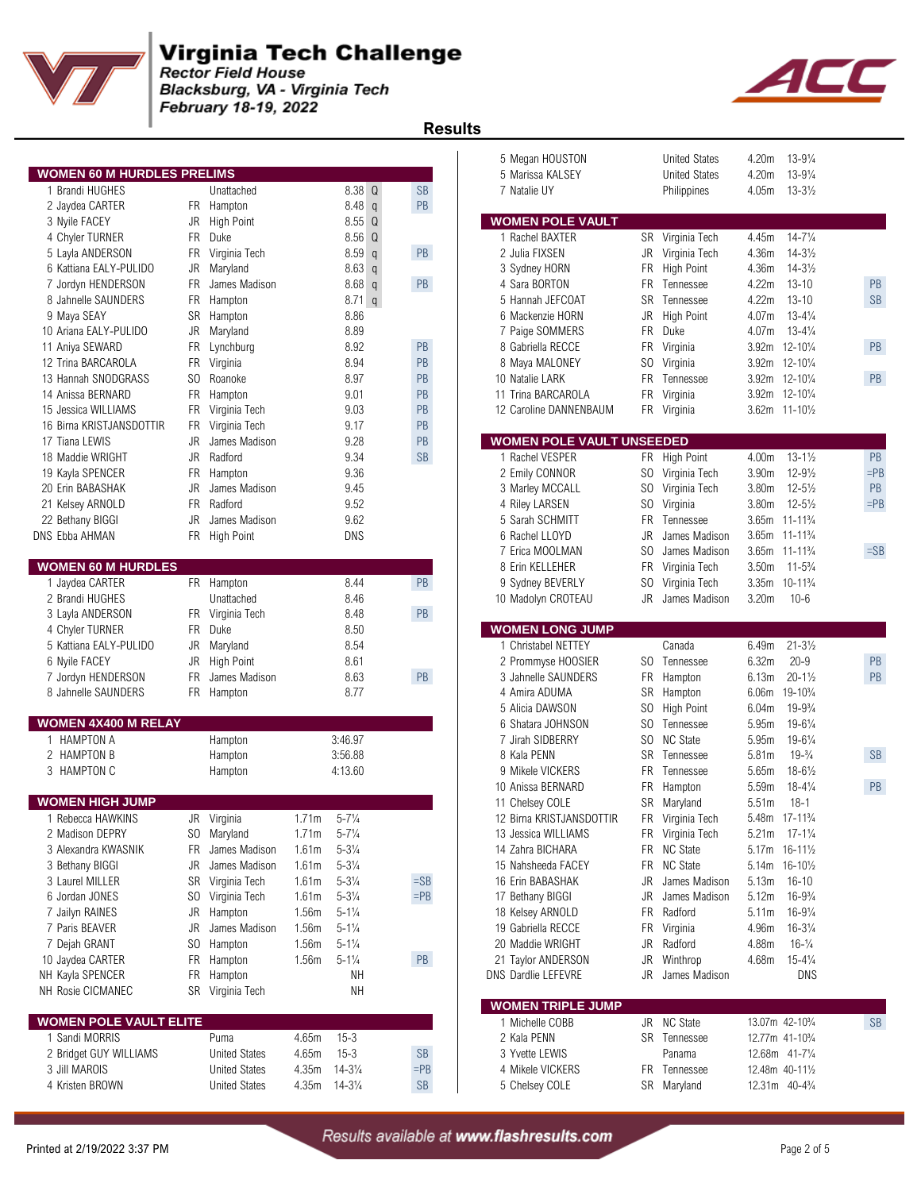# Virginia Tech Challenge

*Rector Field House*
*Blacksburg, VA - Virginia Tech*
*February 18-19, 2022*

## Results

### WOMEN 60 M HURDLES PRELIMS

| Place | Name | Yr | Team | Mark | Q | Note |
|---|---|---|---|---|---|---|
| 1 | Brandi HUGHES | | Unattached | 8.38 | Q | SB |
| 2 | Jaydea CARTER | FR | Hampton | 8.48 | q | PB |
| 3 | Nyile FACEY | JR | High Point | 8.55 | Q | |
| 4 | Chyler TURNER | FR | Duke | 8.56 | Q | |
| 5 | Layla ANDERSON | FR | Virginia Tech | 8.59 | q | PB |
| 6 | Kattiana EALY-PULIDO | JR | Maryland | 8.63 | q | |
| 7 | Jordyn HENDERSON | FR | James Madison | 8.68 | q | PB |
| 8 | Jahnelle SAUNDERS | FR | Hampton | 8.71 | q | |
| 9 | Maya SEAY | SR | Hampton | 8.86 | | |
| 10 | Ariana EALY-PULIDO | JR | Maryland | 8.89 | | |
| 11 | Aniya SEWARD | FR | Lynchburg | 8.92 | | PB |
| 12 | Trina BARCAROLA | FR | Virginia | 8.94 | | PB |
| 13 | Hannah SNODGRASS | SO | Roanoke | 8.97 | | PB |
| 14 | Anissa BERNARD | FR | Hampton | 9.01 | | PB |
| 15 | Jessica WILLIAMS | FR | Virginia Tech | 9.03 | | PB |
| 16 | Birna KRISTJANSDOTTIR | FR | Virginia Tech | 9.17 | | PB |
| 17 | Tiana LEWIS | JR | James Madison | 9.28 | | PB |
| 18 | Maddie WRIGHT | JR | Radford | 9.34 | | SB |
| 19 | Kayla SPENCER | FR | Hampton | 9.36 | | |
| 20 | Erin BABASHAK | JR | James Madison | 9.45 | | |
| 21 | Kelsey ARNOLD | FR | Radford | 9.52 | | |
| 22 | Bethany BIGGI | JR | James Madison | 9.62 | | |
| DNS | Ebba AHMAN | FR | High Point | DNS | | |

### WOMEN 60 M HURDLES

| Place | Name | Yr | Team | Mark | Note |
|---|---|---|---|---|---|
| 1 | Jaydea CARTER | FR | Hampton | 8.44 | PB |
| 2 | Brandi HUGHES | | Unattached | 8.46 | |
| 3 | Layla ANDERSON | FR | Virginia Tech | 8.48 | PB |
| 4 | Chyler TURNER | FR | Duke | 8.50 | |
| 5 | Kattiana EALY-PULIDO | JR | Maryland | 8.54 | |
| 6 | Nyile FACEY | JR | High Point | 8.61 | |
| 7 | Jordyn HENDERSON | FR | James Madison | 8.63 | PB |
| 8 | Jahnelle SAUNDERS | FR | Hampton | 8.77 | |

### WOMEN 4X400 M RELAY

| Place | Team | School | Mark |
|---|---|---|---|
| 1 | HAMPTON A | Hampton | 3:46.97 |
| 2 | HAMPTON B | Hampton | 3:56.88 |
| 3 | HAMPTON C | Hampton | 4:13.60 |

### WOMEN HIGH JUMP

| Place | Name | Yr | Team | Mark | Imperial | Note |
|---|---|---|---|---|---|---|
| 1 | Rebecca HAWKINS | JR | Virginia | 1.71m | 5-7¼ | |
| 2 | Madison DEPRY | SO | Maryland | 1.71m | 5-7¼ | |
| 3 | Alexandra KWASNIK | FR | James Madison | 1.61m | 5-3¼ | |
| 3 | Bethany BIGGI | JR | James Madison | 1.61m | 5-3¼ | |
| 3 | Laurel MILLER | SR | Virginia Tech | 1.61m | 5-3¼ | =SB |
| 6 | Jordan JONES | SO | Virginia Tech | 1.61m | 5-3¼ | =PB |
| 7 | Jailyn RAINES | JR | Hampton | 1.56m | 5-1¼ | |
| 7 | Paris BEAVER | JR | James Madison | 1.56m | 5-1¼ | |
| 7 | Dejah GRANT | SO | Hampton | 1.56m | 5-1¼ | |
| 10 | Jaydea CARTER | FR | Hampton | 1.56m | 5-1¼ | PB |
| NH | Kayla SPENCER | FR | Hampton | NH | | |
| NH | Rosie CICMANEC | SR | Virginia Tech | NH | | |

### WOMEN POLE VAULT ELITE

| Place | Name | Team | Mark | Imperial | Note |
|---|---|---|---|---|---|
| 1 | Sandi MORRIS | Puma | 4.65m | 15-3 | |
| 2 | Bridget GUY WILLIAMS | United States | 4.65m | 15-3 | SB |
| 3 | Jill MAROIS | United States | 4.35m | 14-3¼ | =PB |
| 4 | Kristen BROWN | United States | 4.35m | 14-3¼ | SB |
| 5 | Megan HOUSTON | United States | 4.20m | 13-9¼ | |
| 5 | Marissa KALSEY | United States | 4.20m | 13-9¼ | |
| 7 | Natalie UY | Philippines | 4.05m | 13-3½ | |

### WOMEN POLE VAULT

| Place | Name | Yr | Team | Mark | Imperial | Note |
|---|---|---|---|---|---|---|
| 1 | Rachel BAXTER | SR | Virginia Tech | 4.45m | 14-7¼ | |
| 2 | Julia FIXSEN | JR | Virginia Tech | 4.36m | 14-3½ | |
| 3 | Sydney HORN | FR | High Point | 4.36m | 14-3½ | |
| 4 | Sara BORTON | FR | Tennessee | 4.22m | 13-10 | PB |
| 5 | Hannah JEFCOAT | SR | Tennessee | 4.22m | 13-10 | SB |
| 6 | Mackenzie HORN | JR | High Point | 4.07m | 13-4¼ | |
| 7 | Paige SOMMERS | FR | Duke | 4.07m | 13-4¼ | |
| 8 | Gabriella RECCE | FR | Virginia | 3.92m | 12-10¼ | PB |
| 8 | Maya MALONEY | SO | Virginia | 3.92m | 12-10¼ | |
| 10 | Natalie LARK | FR | Tennessee | 3.92m | 12-10¼ | PB |
| 11 | Trina BARCAROLA | FR | Virginia | 3.92m | 12-10¼ | |
| 12 | Caroline DANNENBAUM | FR | Virginia | 3.62m | 11-10½ | |

### WOMEN POLE VAULT UNSEEDED

| Place | Name | Yr | Team | Mark | Imperial | Note |
|---|---|---|---|---|---|---|
| 1 | Rachel VESPER | FR | High Point | 4.00m | 13-1½ | PB |
| 2 | Emily CONNOR | SO | Virginia Tech | 3.90m | 12-9½ | =PB |
| 3 | Marley MCCALL | SO | Virginia Tech | 3.80m | 12-5½ | PB |
| 4 | Riley LARSEN | SO | Virginia | 3.80m | 12-5½ | =PB |
| 5 | Sarah SCHMITT | FR | Tennessee | 3.65m | 11-11¾ | |
| 6 | Rachel LLOYD | JR | James Madison | 3.65m | 11-11¾ | |
| 7 | Erica MOOLMAN | SO | James Madison | 3.65m | 11-11¾ | =SB |
| 8 | Erin KELLEHER | FR | Virginia Tech | 3.50m | 11-5¾ | |
| 9 | Sydney BEVERLY | SO | Virginia Tech | 3.35m | 10-11¾ | |
| 10 | Madolyn CROTEAU | JR | James Madison | 3.20m | 10-6 | |

### WOMEN LONG JUMP

| Place | Name | Yr | Team | Mark | Imperial | Note |
|---|---|---|---|---|---|---|
| 1 | Christabel NETTEY | | Canada | 6.49m | 21-3½ | |
| 2 | Prommyse HOOSIER | SO | Tennessee | 6.32m | 20-9 | PB |
| 3 | Jahnelle SAUNDERS | FR | Hampton | 6.13m | 20-1½ | PB |
| 4 | Amira ADUMA | SR | Hampton | 6.06m | 19-10¾ | |
| 5 | Alicia DAWSON | SO | High Point | 6.04m | 19-9¾ | |
| 6 | Shatara JOHNSON | SO | Tennessee | 5.95m | 19-6¼ | |
| 7 | Jirah SIDBERRY | SO | NC State | 5.95m | 19-6¼ | |
| 8 | Kala PENN | SR | Tennessee | 5.81m | 19-¾ | SB |
| 9 | Mikele VICKERS | FR | Tennessee | 5.65m | 18-6½ | |
| 10 | Anissa BERNARD | FR | Hampton | 5.59m | 18-4¼ | PB |
| 11 | Chelsey COLE | SR | Maryland | 5.51m | 18-1 | |
| 12 | Birna KRISTJANSDOTTIR | FR | Virginia Tech | 5.48m | 17-11¾ | |
| 13 | Jessica WILLIAMS | FR | Virginia Tech | 5.21m | 17-1¼ | |
| 14 | Zahra BICHARA | FR | NC State | 5.17m | 16-11½ | |
| 15 | Nahsheeda FACEY | FR | NC State | 5.14m | 16-10½ | |
| 16 | Erin BABASHAK | JR | James Madison | 5.13m | 16-10 | |
| 17 | Bethany BIGGI | JR | James Madison | 5.12m | 16-9¾ | |
| 18 | Kelsey ARNOLD | FR | Radford | 5.11m | 16-9¼ | |
| 19 | Gabriella RECCE | FR | Virginia | 4.96m | 16-3¼ | |
| 20 | Maddie WRIGHT | JR | Radford | 4.88m | 16-¼ | |
| 21 | Taylor ANDERSON | JR | Winthrop | 4.68m | 15-4¼ | |
| DNS | Dardlie LEFEVRE | JR | James Madison | DNS | | |

### WOMEN TRIPLE JUMP

| Place | Name | Yr | Team | Mark | Imperial | Note |
|---|---|---|---|---|---|---|
| 1 | Michelle COBB | JR | NC State | 13.07m | 42-10¾ | SB |
| 2 | Kala PENN | SR | Tennessee | 12.77m | 41-10¾ | |
| 3 | Yvette LEWIS | | Panama | 12.68m | 41-7¼ | |
| 4 | Mikele VICKERS | FR | Tennessee | 12.48m | 40-11½ | |
| 5 | Chelsey COLE | SR | Maryland | 12.31m | 40-4¾ | |

*Results available at www.flashresults.com*

Printed at 2/19/2022 3:37 PM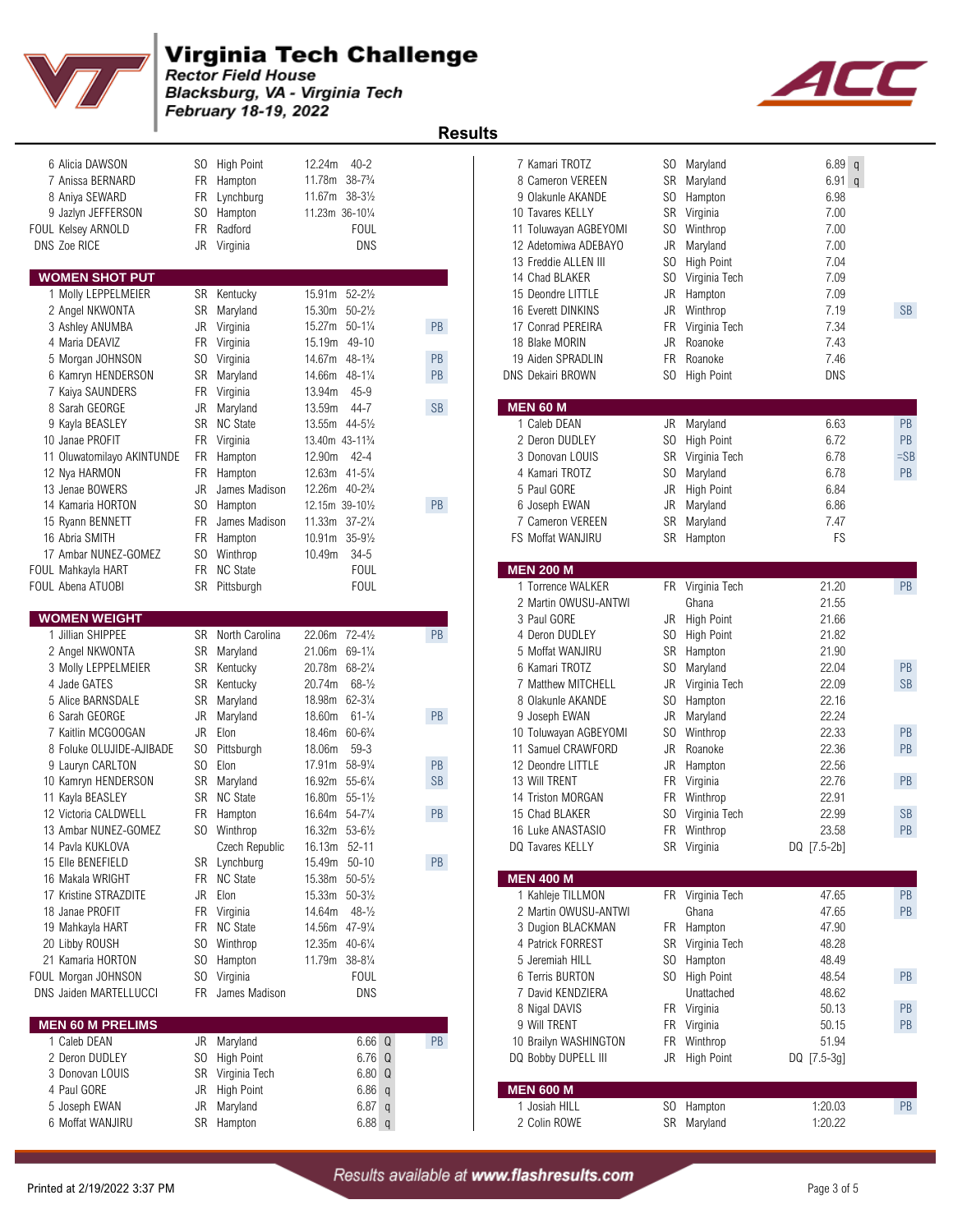# Virginia Tech Challenge

*Rector Field House*
*Blacksburg, VA - Virginia Tech*
*February 18-19, 2022*

## Results

| Place | Name | Year | Team | Mark | Note |
|---|---|---|---|---|---|
| 6 | Alicia DAWSON | SO | High Point | 12.24m 40-2 | |
| 7 | Anissa BERNARD | FR | Hampton | 11.78m 38-7¾ | |
| 8 | Aniya SEWARD | FR | Lynchburg | 11.67m 38-3½ | |
| 9 | Jazlyn JEFFERSON | SO | Hampton | 11.23m 36-10¼ | |
| FOUL | Kelsey ARNOLD | FR | Radford | FOUL | |
| DNS | Zoe RICE | JR | Virginia | DNS | |

### WOMEN SHOT PUT

| Place | Name | Year | Team | Mark | Note |
|---|---|---|---|---|---|
| 1 | Molly LEPPELMEIER | SR | Kentucky | 15.91m 52-2½ | |
| 2 | Angel NKWONTA | SR | Maryland | 15.30m 50-2½ | |
| 3 | Ashley ANUMBA | JR | Virginia | 15.27m 50-1¼ | PB |
| 4 | Maria DEAVIZ | FR | Virginia | 15.19m 49-10 | |
| 5 | Morgan JOHNSON | SO | Virginia | 14.67m 48-1¾ | PB |
| 6 | Kamryn HENDERSON | SR | Maryland | 14.66m 48-1¼ | PB |
| 7 | Kaiya SAUNDERS | FR | Virginia | 13.94m 45-9 | |
| 8 | Sarah GEORGE | JR | Maryland | 13.59m 44-7 | SB |
| 9 | Kayla BEASLEY | SR | NC State | 13.55m 44-5½ | |
| 10 | Janae PROFIT | FR | Virginia | 13.40m 43-11¾ | |
| 11 | Oluwatomilayo AKINTUNDE | FR | Hampton | 12.90m 42-4 | |
| 12 | Nya HARMON | FR | Hampton | 12.63m 41-5¼ | |
| 13 | Jenae BOWERS | JR | James Madison | 12.26m 40-2¾ | |
| 14 | Kamaria HORTON | SO | Hampton | 12.15m 39-10½ | PB |
| 15 | Ryann BENNETT | FR | James Madison | 11.33m 37-2¼ | |
| 16 | Abria SMITH | FR | Hampton | 10.91m 35-9½ | |
| 17 | Ambar NUNEZ-GOMEZ | SO | Winthrop | 10.49m 34-5 | |
| FOUL | Mahkayla HART | FR | NC State | FOUL | |
| FOUL | Abena ATUOBI | SR | Pittsburgh | FOUL | |

### WOMEN WEIGHT

| Place | Name | Year | Team | Mark | Note |
|---|---|---|---|---|---|
| 1 | Jillian SHIPPEE | SR | North Carolina | 22.06m 72-4½ | PB |
| 2 | Angel NKWONTA | SR | Maryland | 21.06m 69-1¼ | |
| 3 | Molly LEPPELMEIER | SR | Kentucky | 20.78m 68-2¼ | |
| 4 | Jade GATES | SR | Kentucky | 20.74m 68-½ | |
| 5 | Alice BARNSDALE | SR | Maryland | 18.98m 62-3¼ | |
| 6 | Sarah GEORGE | JR | Maryland | 18.60m 61-¼ | PB |
| 7 | Kaitlin MCGOOGAN | JR | Elon | 18.46m 60-6¾ | |
| 8 | Foluke OLUJIDE-AJIBADE | SO | Pittsburgh | 18.06m 59-3 | |
| 9 | Lauryn CARLTON | SO | Elon | 17.91m 58-9¼ | PB |
| 10 | Kamryn HENDERSON | SR | Maryland | 16.92m 55-6¼ | SB |
| 11 | Kayla BEASLEY | SR | NC State | 16.80m 55-1½ | |
| 12 | Victoria CALDWELL | FR | Hampton | 16.64m 54-7¼ | PB |
| 13 | Ambar NUNEZ-GOMEZ | SO | Winthrop | 16.32m 53-6½ | |
| 14 | Pavla KUKLOVA | | Czech Republic | 16.13m 52-11 | |
| 15 | Elle BENEFIELD | SR | Lynchburg | 15.49m 50-10 | PB |
| 16 | Makala WRIGHT | FR | NC State | 15.38m 50-5½ | |
| 17 | Kristine STRAZDITE | JR | Elon | 15.33m 50-3½ | |
| 18 | Janae PROFIT | FR | Virginia | 14.64m 48-½ | |
| 19 | Mahkayla HART | FR | NC State | 14.56m 47-9¼ | |
| 20 | Libby ROUSH | SO | Winthrop | 12.35m 40-6¼ | |
| 21 | Kamaria HORTON | SO | Hampton | 11.79m 38-8¼ | |
| FOUL | Morgan JOHNSON | SO | Virginia | FOUL | |
| DNS | Jaiden MARTELLUCCI | FR | James Madison | DNS | |

### MEN 60 M PRELIMS

| Place | Name | Year | Team | Mark | Note |
|---|---|---|---|---|---|
| 1 | Caleb DEAN | JR | Maryland | 6.66 Q | PB |
| 2 | Deron DUDLEY | SO | High Point | 6.76 Q | |
| 3 | Donovan LOUIS | SR | Virginia Tech | 6.80 Q | |
| 4 | Paul GORE | JR | High Point | 6.86 q | |
| 5 | Joseph EWAN | JR | Maryland | 6.87 q | |
| 6 | Moffat WANJIRU | SR | Hampton | 6.88 q | |
| 7 | Kamari TROTZ | SO | Maryland | 6.89 q | |
| 8 | Cameron VEREEN | SR | Maryland | 6.91 q | |
| 9 | Olakunle AKANDE | SO | Hampton | 6.98 | |
| 10 | Tavares KELLY | SR | Virginia | 7.00 | |
| 11 | Toluwayan AGBEYOMI | SO | Winthrop | 7.00 | |
| 12 | Adetomiwa ADEBAYO | JR | Maryland | 7.00 | |
| 13 | Freddie ALLEN III | SO | High Point | 7.04 | |
| 14 | Chad BLAKER | SO | Virginia Tech | 7.09 | |
| 15 | Deondre LITTLE | JR | Hampton | 7.09 | |
| 16 | Everett DINKINS | JR | Winthrop | 7.19 | SB |
| 17 | Conrad PEREIRA | FR | Virginia Tech | 7.34 | |
| 18 | Blake MORIN | JR | Roanoke | 7.43 | |
| 19 | Aiden SPRADLIN | FR | Roanoke | 7.46 | |
| DNS | Dekairi BROWN | SO | High Point | DNS | |

### MEN 60 M

| Place | Name | Year | Team | Mark | Note |
|---|---|---|---|---|---|
| 1 | Caleb DEAN | JR | Maryland | 6.63 | PB |
| 2 | Deron DUDLEY | SO | High Point | 6.72 | PB |
| 3 | Donovan LOUIS | SR | Virginia Tech | 6.78 | =SB |
| 4 | Kamari TROTZ | SO | Maryland | 6.78 | PB |
| 5 | Paul GORE | JR | High Point | 6.84 | |
| 6 | Joseph EWAN | JR | Maryland | 6.86 | |
| 7 | Cameron VEREEN | SR | Maryland | 7.47 | |
| FS | Moffat WANJIRU | SR | Hampton | FS | |

### MEN 200 M

| Place | Name | Year | Team | Mark | Note |
|---|---|---|---|---|---|
| 1 | Torrence WALKER | FR | Virginia Tech | 21.20 | PB |
| 2 | Martin OWUSU-ANTWI | | Ghana | 21.55 | |
| 3 | Paul GORE | JR | High Point | 21.66 | |
| 4 | Deron DUDLEY | SO | High Point | 21.82 | |
| 5 | Moffat WANJIRU | SR | Hampton | 21.90 | |
| 6 | Kamari TROTZ | SO | Maryland | 22.04 | PB |
| 7 | Matthew MITCHELL | JR | Virginia Tech | 22.09 | SB |
| 8 | Olakunle AKANDE | SO | Hampton | 22.16 | |
| 9 | Joseph EWAN | JR | Maryland | 22.24 | |
| 10 | Toluwayan AGBEYOMI | SO | Winthrop | 22.33 | PB |
| 11 | Samuel CRAWFORD | JR | Roanoke | 22.36 | PB |
| 12 | Deondre LITTLE | JR | Hampton | 22.56 | |
| 13 | Will TRENT | FR | Virginia | 22.76 | PB |
| 14 | Triston MORGAN | FR | Winthrop | 22.91 | |
| 15 | Chad BLAKER | SO | Virginia Tech | 22.99 | SB |
| 16 | Luke ANASTASIO | FR | Winthrop | 23.58 | PB |
| DQ | Tavares KELLY | SR | Virginia | DQ [7.5-2b] | |

### MEN 400 M

| Place | Name | Year | Team | Mark | Note |
|---|---|---|---|---|---|
| 1 | Kahleje TILLMON | FR | Virginia Tech | 47.65 | PB |
| 2 | Martin OWUSU-ANTWI | | Ghana | 47.65 | PB |
| 3 | Dugion BLACKMAN | FR | Hampton | 47.90 | |
| 4 | Patrick FORREST | SR | Virginia Tech | 48.28 | |
| 5 | Jeremiah HILL | SO | Hampton | 48.49 | |
| 6 | Terris BURTON | SO | High Point | 48.54 | PB |
| 7 | David KENDZIERA | | Unattached | 48.62 | |
| 8 | Nigal DAVIS | FR | Virginia | 50.13 | PB |
| 9 | Will TRENT | FR | Virginia | 50.15 | PB |
| 10 | Brailyn WASHINGTON | FR | Winthrop | 51.94 | |
| DQ | Bobby DUPELL III | JR | High Point | DQ [7.5-3g] | |

### MEN 600 M

| Place | Name | Year | Team | Mark | Note |
|---|---|---|---|---|---|
| 1 | Josiah HILL | SO | Hampton | 1:20.03 | PB |
| 2 | Colin ROWE | SR | Maryland | 1:20.22 | |

Results available at www.flashresults.com

Printed at 2/19/2022 3:37 PM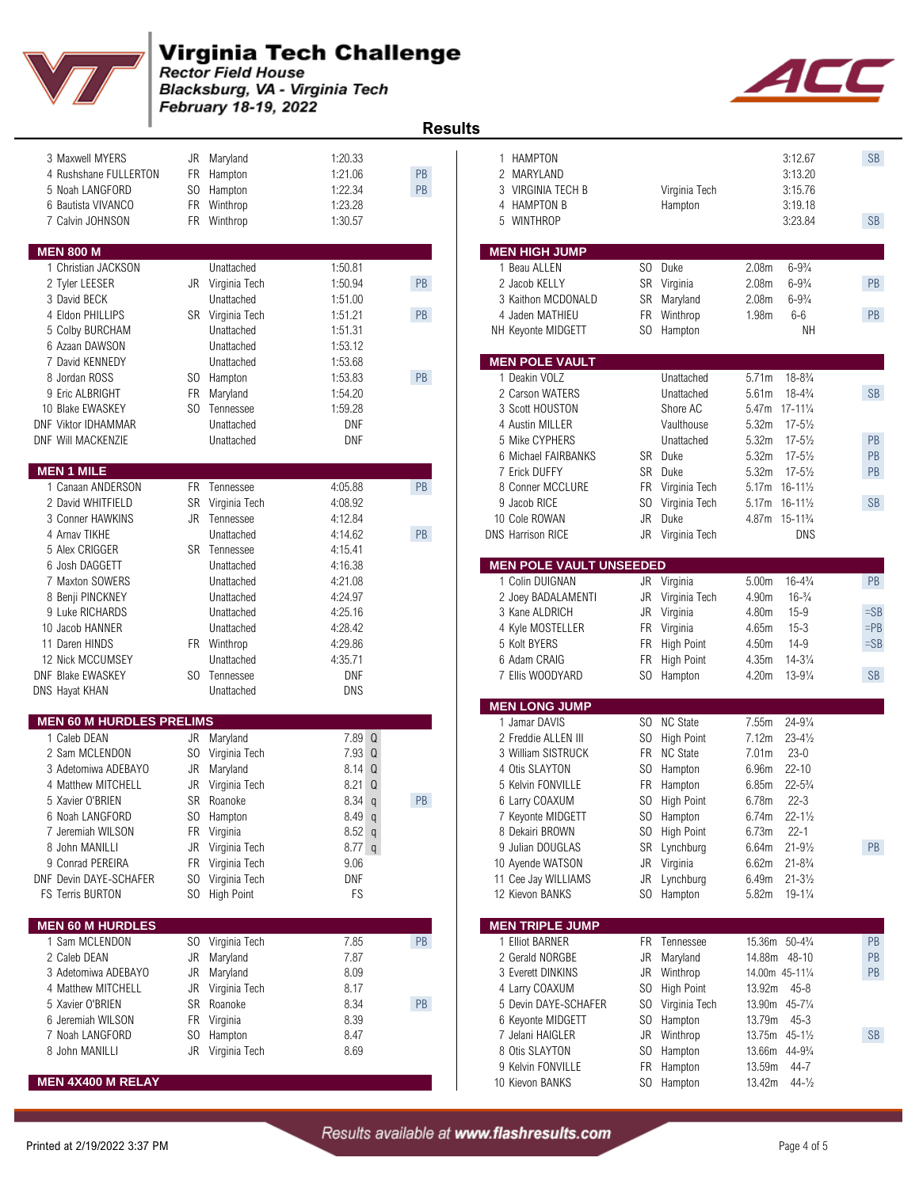# Virginia Tech Challenge

*Rector Field House*
*Blacksburg, VA - Virginia Tech*
*February 18-19, 2022*

## Results

| Place | Name | Yr | Team | Time | |
|---|---|---|---|---|---|
| 3 | Maxwell MYERS | JR | Maryland | 1:20.33 | |
| 4 | Rushshane FULLERTON | FR | Hampton | 1:21.06 | PB |
| 5 | Noah LANGFORD | SO | Hampton | 1:22.34 | PB |
| 6 | Bautista VIVANCO | FR | Winthrop | 1:23.28 | |
| 7 | Calvin JOHNSON | FR | Winthrop | 1:30.57 | |

### MEN 800 M

| Place | Name | Yr | Team | Time | |
|---|---|---|---|---|---|
| 1 | Christian JACKSON | | Unattached | 1:50.81 | |
| 2 | Tyler LEESER | JR | Virginia Tech | 1:50.94 | PB |
| 3 | David BECK | | Unattached | 1:51.00 | |
| 4 | Eldon PHILLIPS | SR | Virginia Tech | 1:51.21 | PB |
| 5 | Colby BURCHAM | | Unattached | 1:51.31 | |
| 6 | Azaan DAWSON | | Unattached | 1:53.12 | |
| 7 | David KENNEDY | | Unattached | 1:53.68 | |
| 8 | Jordan ROSS | SO | Hampton | 1:53.83 | PB |
| 9 | Eric ALBRIGHT | FR | Maryland | 1:54.20 | |
| 10 | Blake EWASKEY | SO | Tennessee | 1:59.28 | |
| DNF | Viktor IDHAMMAR | | Unattached | DNF | |
| DNF | Will MACKENZIE | | Unattached | DNF | |

### MEN 1 MILE

| Place | Name | Yr | Team | Time | |
|---|---|---|---|---|---|
| 1 | Canaan ANDERSON | FR | Tennessee | 4:05.88 | PB |
| 2 | David WHITFIELD | SR | Virginia Tech | 4:08.92 | |
| 3 | Conner HAWKINS | JR | Tennessee | 4:12.84 | |
| 4 | Arnav TIKHE | | Unattached | 4:14.62 | PB |
| 5 | Alex CRIGGER | SR | Tennessee | 4:15.41 | |
| 6 | Josh DAGGETT | | Unattached | 4:16.38 | |
| 7 | Maxton SOWERS | | Unattached | 4:21.08 | |
| 8 | Benji PINCKNEY | | Unattached | 4:24.97 | |
| 9 | Luke RICHARDS | | Unattached | 4:25.16 | |
| 10 | Jacob HANNER | | Unattached | 4:28.42 | |
| 11 | Daren HINDS | FR | Winthrop | 4:29.86 | |
| 12 | Nick MCCUMSEY | | Unattached | 4:35.71 | |
| DNF | Blake EWASKEY | SO | Tennessee | DNF | |
| DNS | Hayat KHAN | | Unattached | DNS | |

### MEN 60 M HURDLES PRELIMS

| Place | Name | Yr | Team | Time | Q | |
|---|---|---|---|---|---|---|
| 1 | Caleb DEAN | JR | Maryland | 7.89 | Q | |
| 2 | Sam MCLENDON | SO | Virginia Tech | 7.93 | Q | |
| 3 | Adetomiwa ADEBAYO | JR | Maryland | 8.14 | Q | |
| 4 | Matthew MITCHELL | JR | Virginia Tech | 8.21 | Q | |
| 5 | Xavier O'BRIEN | SR | Roanoke | 8.34 | q | PB |
| 6 | Noah LANGFORD | SO | Hampton | 8.49 | q | |
| 7 | Jeremiah WILSON | FR | Virginia | 8.52 | q | |
| 8 | John MANILLI | JR | Virginia Tech | 8.77 | q | |
| 9 | Conrad PEREIRA | FR | Virginia Tech | 9.06 | | |
| DNF | Devin DAYE-SCHAFER | SO | Virginia Tech | DNF | | |
| FS | Terris BURTON | SO | High Point | FS | | |

### MEN 60 M HURDLES

| Place | Name | Yr | Team | Time | |
|---|---|---|---|---|---|
| 1 | Sam MCLENDON | SO | Virginia Tech | 7.85 | PB |
| 2 | Caleb DEAN | JR | Maryland | 7.87 | |
| 3 | Adetomiwa ADEBAYO | JR | Maryland | 8.09 | |
| 4 | Matthew MITCHELL | JR | Virginia Tech | 8.17 | |
| 5 | Xavier O'BRIEN | SR | Roanoke | 8.34 | PB |
| 6 | Jeremiah WILSON | FR | Virginia | 8.39 | |
| 7 | Noah LANGFORD | SO | Hampton | 8.47 | |
| 8 | John MANILLI | JR | Virginia Tech | 8.69 | |

### MEN 4X400 M RELAY

| Place | Team | Affiliation | Time | |
|---|---|---|---|---|
| 1 | HAMPTON | | 3:12.67 | SB |
| 2 | MARYLAND | | 3:13.20 | |
| 3 | VIRGINIA TECH B | Virginia Tech | 3:15.76 | |
| 4 | HAMPTON B | Hampton | 3:19.18 | |
| 5 | WINTHROP | | 3:23.84 | SB |

### MEN HIGH JUMP

| Place | Name | Yr | Team | Mark | Imperial | |
|---|---|---|---|---|---|---|
| 1 | Beau ALLEN | SO | Duke | 2.08m | 6-9¾ | |
| 2 | Jacob KELLY | SR | Virginia | 2.08m | 6-9¾ | PB |
| 3 | Kaithon MCDONALD | SR | Maryland | 2.08m | 6-9¾ | |
| 4 | Jaden MATHIEU | FR | Winthrop | 1.98m | 6-6 | PB |
| NH | Keyonte MIDGET | SO | Hampton | NH | | |

### MEN POLE VAULT

| Place | Name | Yr | Team | Mark | Imperial | |
|---|---|---|---|---|---|---|
| 1 | Deakin VOLZ | | Unattached | 5.71m | 18-8¾ | |
| 2 | Carson WATERS | | Unattached | 5.61m | 18-4¾ | SB |
| 3 | Scott HOUSTON | | Shore AC | 5.47m | 17-11¼ | |
| 4 | Austin MILLER | | Vaulthouse | 5.32m | 17-5½ | |
| 5 | Mike CYPHERS | | Unattached | 5.32m | 17-5½ | PB |
| 6 | Michael FAIRBANKS | SR | Duke | 5.32m | 17-5½ | PB |
| 7 | Erick DUFFY | SR | Duke | 5.32m | 17-5½ | PB |
| 8 | Conner MCCLURE | FR | Virginia Tech | 5.17m | 16-11½ | |
| 9 | Jacob RICE | SO | Virginia Tech | 5.17m | 16-11½ | SB |
| 10 | Cole ROWAN | JR | Duke | 4.87m | 15-11¾ | |
| DNS | Harrison RICE | JR | Virginia Tech | DNS | | |

### MEN POLE VAULT UNSEEDED

| Place | Name | Yr | Team | Mark | Imperial | |
|---|---|---|---|---|---|---|
| 1 | Colin DUIGNAN | JR | Virginia | 5.00m | 16-4¾ | PB |
| 2 | Joey BADALAMENTI | JR | Virginia Tech | 4.90m | 16-¾ | |
| 3 | Kane ALDRICH | JR | Virginia | 4.80m | 15-9 | =SB |
| 4 | Kyle MOSTELLER | FR | Virginia | 4.65m | 15-3 | =PB |
| 5 | Kolt BYERS | FR | High Point | 4.50m | 14-9 | =SB |
| 6 | Adam CRAIG | FR | High Point | 4.35m | 14-3¼ | |
| 7 | Ellis WOODYARD | SO | Hampton | 4.20m | 13-9¼ | SB |

### MEN LONG JUMP

| Place | Name | Yr | Team | Mark | Imperial | |
|---|---|---|---|---|---|---|
| 1 | Jamar DAVIS | SO | NC State | 7.55m | 24-9¼ | |
| 2 | Freddie ALLEN III | SO | High Point | 7.12m | 23-4½ | |
| 3 | William SISTRUCK | FR | NC State | 7.01m | 23-0 | |
| 4 | Otis SLAYTON | SO | Hampton | 6.96m | 22-10 | |
| 5 | Kelvin FONVILLE | FR | Hampton | 6.85m | 22-5¾ | |
| 6 | Larry COAXUM | SO | High Point | 6.78m | 22-3 | |
| 7 | Keyonte MIDGETT | SO | Hampton | 6.74m | 22-1½ | |
| 8 | Dekairi BROWN | SO | High Point | 6.73m | 22-1 | |
| 9 | Julian DOUGLAS | SR | Lynchburg | 6.64m | 21-9½ | PB |
| 10 | Ayende WATSON | JR | Virginia | 6.62m | 21-8¾ | |
| 11 | Cee Jay WILLIAMS | JR | Lynchburg | 6.49m | 21-3½ | |
| 12 | Kievon BANKS | SO | Hampton | 5.82m | 19-1¼ | |

### MEN TRIPLE JUMP

| Place | Name | Yr | Team | Mark | Imperial | |
|---|---|---|---|---|---|---|
| 1 | Elliot BARNER | FR | Tennessee | 15.36m | 50-4¾ | PB |
| 2 | Gerald NORBGE | JR | Maryland | 14.88m | 48-10 | PB |
| 3 | Everett DINKINS | JR | Winthrop | 14.00m | 45-11¼ | PB |
| 4 | Larry COAXUM | SO | High Point | 13.92m | 45-8 | |
| 5 | Devin DAYE-SCHAFER | SO | Virginia Tech | 13.90m | 45-7¼ | |
| 6 | Keyonte MIDGETT | SO | Hampton | 13.79m | 45-3 | |
| 7 | Jelani HAIGLER | JR | Winthrop | 13.75m | 45-1½ | SB |
| 8 | Otis SLAYTON | SO | Hampton | 13.66m | 44-9¾ | |
| 9 | Kelvin FONVILLE | FR | Hampton | 13.59m | 44-7 | |
| 10 | Kievon BANKS | SO | Hampton | 13.42m | 44-½ | |

*Results available at www.flashresults.com*

Printed at 2/19/2022 3:37 PM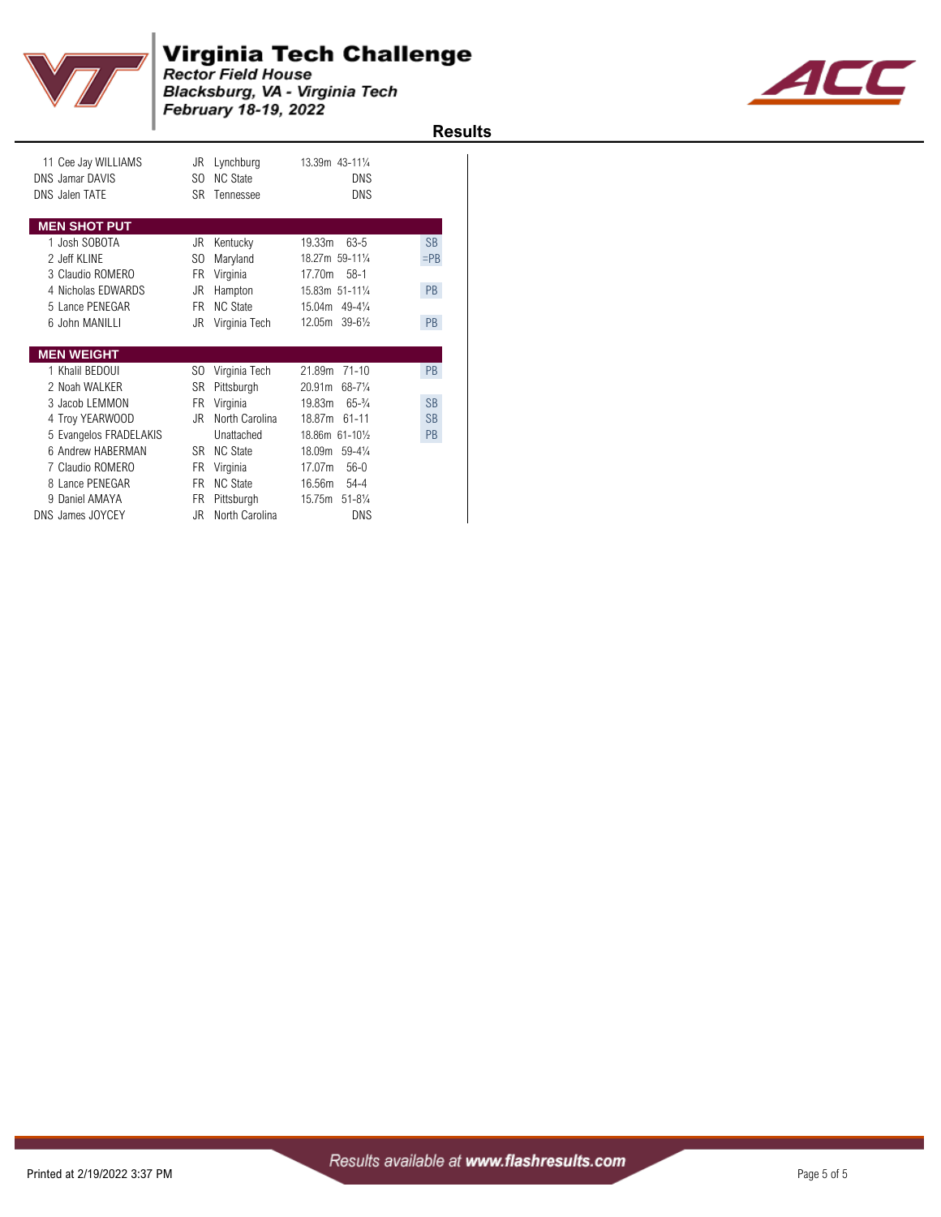| | | | | | | |
|---|---|---|---|---|---|---|
| 11 | Cee Jay WILLIAMS | JR | Lynchburg | 13.39m | 43-11¼ | |
| DNS | Jamar DAVIS | SO | NC State | | DNS | |
| DNS | Jalen TATE | SR | Tennessee | | DNS | |

## MEN SHOT PUT

| | | | | | | |
|---|---|---|---|---|---|---|
| 1 | Josh SOBOTA | JR | Kentucky | 19.33m | 63-5 | SB |
| 2 | Jeff KLINE | SO | Maryland | 18.27m | 59-11¼ | =PB |
| 3 | Claudio ROMERO | FR | Virginia | 17.70m | 58-1 | |
| 4 | Nicholas EDWARDS | JR | Hampton | 15.83m | 51-11¼ | PB |
| 5 | Lance PENEGAR | FR | NC State | 15.04m | 49-4¼ | |
| 6 | John MANILLI | JR | Virginia Tech | 12.05m | 39-6½ | PB |

## MEN WEIGHT

| | | | | | | |
|---|---|---|---|---|---|---|
| 1 | Khalil BEDOUI | SO | Virginia Tech | 21.89m | 71-10 | PB |
| 2 | Noah WALKER | SR | Pittsburgh | 20.91m | 68-7¼ | |
| 3 | Jacob LEMMON | FR | Virginia | 19.83m | 65-¾ | SB |
| 4 | Troy YEARWOOD | JR | North Carolina | 18.87m | 61-11 | SB |
| 5 | Evangelos FRADELAKIS | | Unattached | 18.86m | 61-10½ | PB |
| 6 | Andrew HABERMAN | SR | NC State | 18.09m | 59-4¼ | |
| 7 | Claudio ROMERO | FR | Virginia | 17.07m | 56-0 | |
| 8 | Lance PENEGAR | FR | NC State | 16.56m | 54-4 | |
| 9 | Daniel AMAYA | FR | Pittsburgh | 15.75m | 51-8¼ | |
| DNS | James JOYCEY | JR | North Carolina | | DNS | |